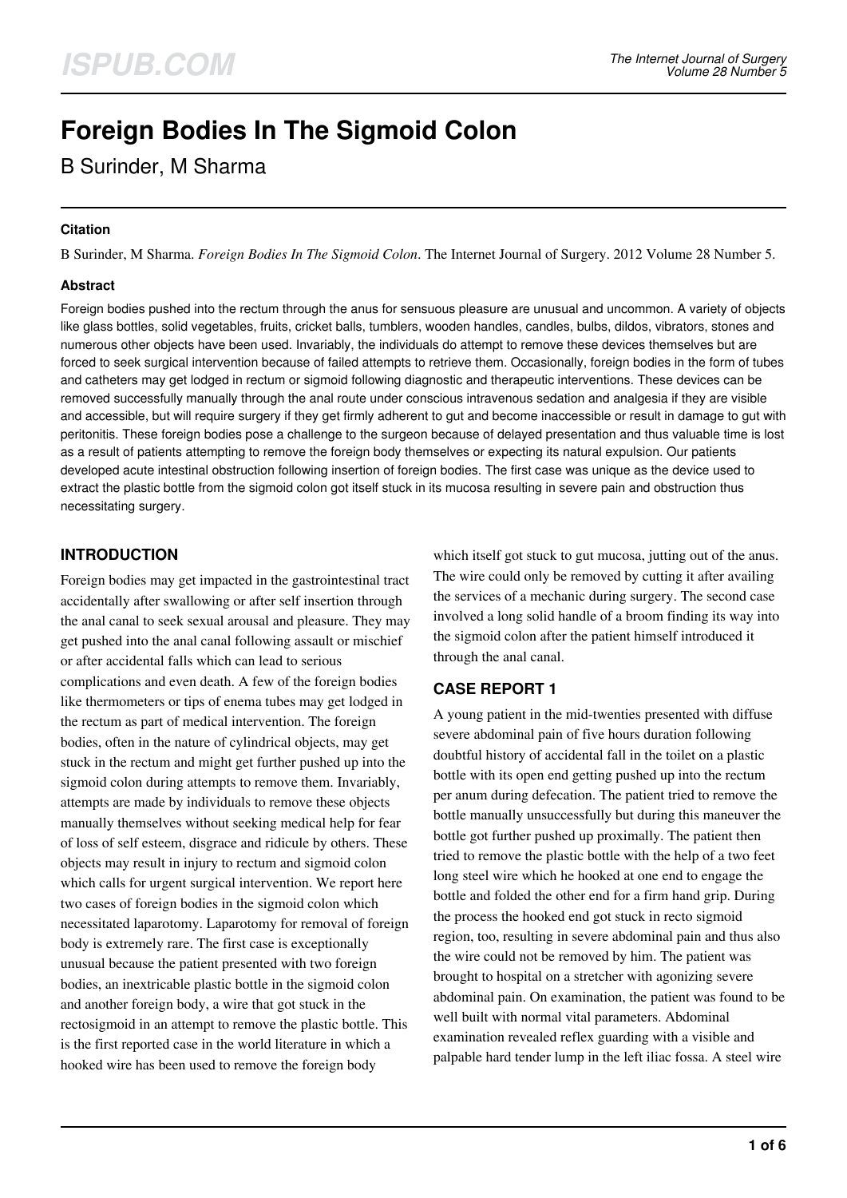# Foreign Bodies In The Sigmoid Colon

B Surinder, M Sharma

### Citation

B Surinder, M Sharma. *Foreign Bodies In The Sigmoid Colon*. The Internet Journal of Surgery. 2012 Volume 28 Number 5.

### Abstract

Foreign bodies pushed into the rectum through the anus for sensuous pleasure are unusual and uncommon. A variety of objects like glass bottles, solid vegetables, fruits, cricket balls, tumblers, wooden handles, candles, bulbs, dildos, vibrators, stones and numerous other objects have been used. Invariably, the individuals do attempt to remove these devices themselves but are forced to seek surgical intervention because of failed attempts to retrieve them. Occasionally, foreign bodies in the form of tubes and catheters may get lodged in rectum or sigmoid following diagnostic and therapeutic interventions. These devices can be removed successfully manually through the anal route under conscious intravenous sedation and analgesia if they are visible and accessible, but will require surgery if they get firmly adherent to gut and become inaccessible or result in damage to gut with peritonitis. These foreign bodies pose a challenge to the surgeon because of delayed presentation and thus valuable time is lost as a result of patients attempting to remove the foreign body themselves or expecting its natural expulsion. Our patients developed acute intestinal obstruction following insertion of foreign bodies. The first case was unique as the device used to extract the plastic bottle from the sigmoid colon got itself stuck in its mucosa resulting in severe pain and obstruction thus necessitating surgery.

## INTRODUCTION

Foreign bodies may get impacted in the gastrointestinal tract accidentally after swallowing or after self insertion through the anal canal to seek sexual arousal and pleasure. They may get pushed into the anal canal following assault or mischief or after accidental falls which can lead to serious complications and even death. A few of the foreign bodies like thermometers or tips of enema tubes may get lodged in the rectum as part of medical intervention. The foreign bodies, often in the nature of cylindrical objects, may get stuck in the rectum and might get further pushed up into the sigmoid colon during attempts to remove them. Invariably, attempts are made by individuals to remove these objects manually themselves without seeking medical help for fear of loss of self esteem, disgrace and ridicule by others. These objects may result in injury to rectum and sigmoid colon which calls for urgent surgical intervention. We report here two cases of foreign bodies in the sigmoid colon which necessitated laparotomy. Laparotomy for removal of foreign body is extremely rare. The first case is exceptionally unusual because the patient presented with two foreign bodies, an inextricable plastic bottle in the sigmoid colon and another foreign body, a wire that got stuck in the rectosigmoid in an attempt to remove the plastic bottle. This is the first reported case in the world literature in which a hooked wire has been used to remove the foreign body which itself got stuck to gut mucosa, jutting out of the anus. The wire could only be removed by cutting it after availing the services of a mechanic during surgery. The second case involved a long solid handle of a broom finding its way into the sigmoid colon after the patient himself introduced it through the anal canal.

## CASE REPORT 1

A young patient in the mid-twenties presented with diffuse severe abdominal pain of five hours duration following doubtful history of accidental fall in the toilet on a plastic bottle with its open end getting pushed up into the rectum per anum during defecation. The patient tried to remove the bottle manually unsuccessfully but during this maneuver the bottle got further pushed up proximally. The patient then tried to remove the plastic bottle with the help of a two feet long steel wire which he hooked at one end to engage the bottle and folded the other end for a firm hand grip. During the process the hooked end got stuck in recto sigmoid region, too, resulting in severe abdominal pain and thus also the wire could not be removed by him. The patient was brought to hospital on a stretcher with agonizing severe abdominal pain. On examination, the patient was found to be well built with normal vital parameters. Abdominal examination revealed reflex guarding with a visible and palpable hard tender lump in the left iliac fossa. A steel wire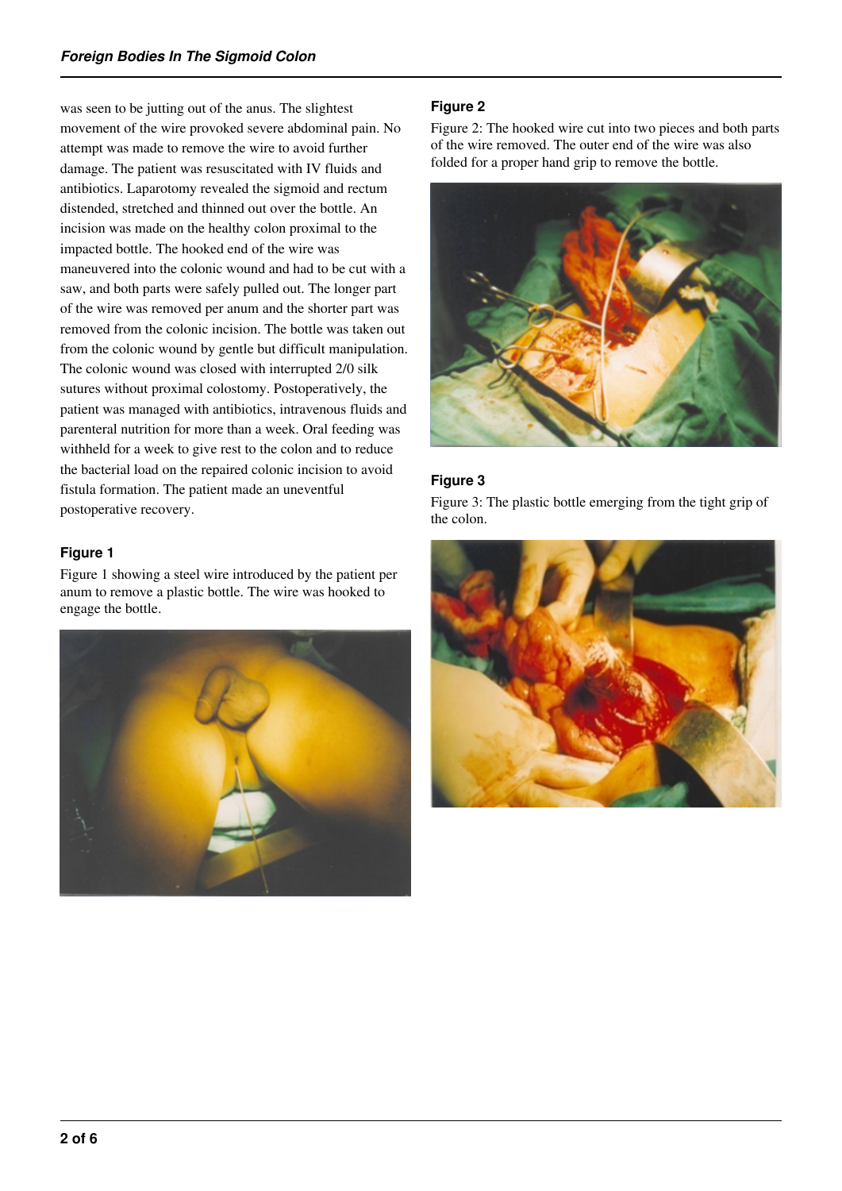was seen to be jutting out of the anus. The slightest movement of the wire provoked severe abdominal pain. No attempt was made to remove the wire to avoid further damage. The patient was resuscitated with IV fluids and antibiotics. Laparotomy revealed the sigmoid and rectum distended, stretched and thinned out over the bottle. An incision was made on the healthy colon proximal to the impacted bottle. The hooked end of the wire was maneuvered into the colonic wound and had to be cut with a saw, and both parts were safely pulled out. The longer part of the wire was removed per anum and the shorter part was removed from the colonic incision. The bottle was taken out from the colonic wound by gentle but difficult manipulation. The colonic wound was closed with interrupted 2/0 silk sutures without proximal colostomy. Postoperatively, the patient was managed with antibiotics, intravenous fluids and parenteral nutrition for more than a week. Oral feeding was withheld for a week to give rest to the colon and to reduce the bacterial load on the repaired colonic incision to avoid fistula formation. The patient made an uneventful postoperative recovery.

#### Figure 1

Figure 1 showing a steel wire introduced by the patient per anum to remove a plastic bottle. The wire was hooked to engage the bottle.

#### Figure 2

Figure 2: The hooked wire cut into two pieces and both parts of the wire removed. The outer end of the wire was also folded for a proper hand grip to remove the bottle.

#### Figure 3

Figure 3: The plastic bottle emerging from the tight grip of the colon.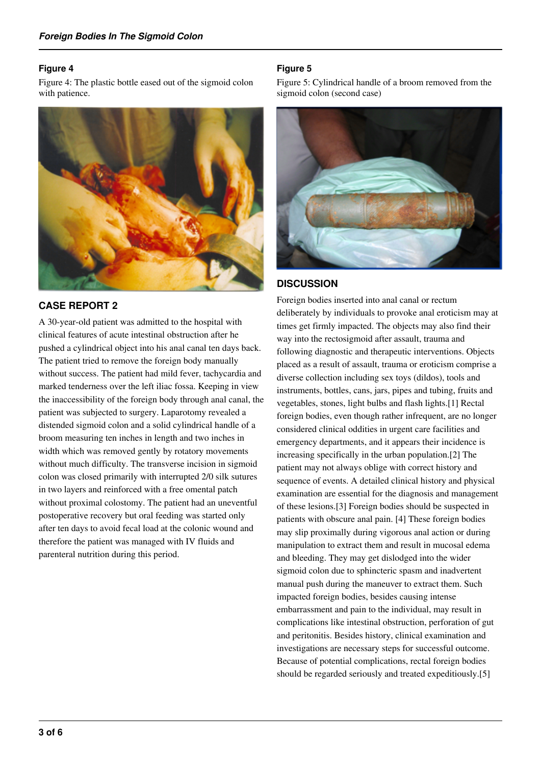### Figure 4

Figure 4: The plastic bottle eased out of the sigmoid colon with patience.

## CASE REPORT 2

A 30-year-old patient was admitted to the hospital with clinical features of acute intestinal obstruction after he pushed a cylindrical object into his anal canal ten days back. The patient tried to remove the foreign body manually without success. The patient had mild fever, tachycardia and marked tenderness over the left iliac fossa. Keeping in view the inaccessibility of the foreign body through anal canal, the patient was subjected to surgery. Laparotomy revealed a distended sigmoid colon and a solid cylindrical handle of a broom measuring ten inches in length and two inches in width which was removed gently by rotatory movements without much difficulty. The transverse incision in sigmoid colon was closed primarily with interrupted 2/0 silk sutures in two layers and reinforced with a free omental patch without proximal colostomy. The patient had an uneventful postoperative recovery but oral feeding was started only after ten days to avoid fecal load at the colonic wound and therefore the patient was managed with IV fluids and parenteral nutrition during this period.

### Figure 5

Figure 5: Cylindrical handle of a broom removed from the sigmoid colon (second case)

## DISCUSSION

Foreign bodies inserted into anal canal or rectum deliberately by individuals to provoke anal eroticism may at times get firmly impacted. The objects may also find their way into the rectosigmoid after assault, trauma and following diagnostic and therapeutic interventions. Objects placed as a result of assault, trauma or eroticism comprise a diverse collection including sex toys (dildos), tools and instruments, bottles, cans, jars, pipes and tubing, fruits and vegetables, stones, light bulbs and flash lights.[1] Rectal foreign bodies, even though rather infrequent, are no longer considered clinical oddities in urgent care facilities and emergency departments, and it appears their incidence is increasing specifically in the urban population.[2] The patient may not always oblige with correct history and sequence of events. A detailed clinical history and physical examination are essential for the diagnosis and management of these lesions.[3] Foreign bodies should be suspected in patients with obscure anal pain. [4] These foreign bodies may slip proximally during vigorous anal action or during manipulation to extract them and result in mucosal edema and bleeding. They may get dislodged into the wider sigmoid colon due to sphincteric spasm and inadvertent manual push during the maneuver to extract them. Such impacted foreign bodies, besides causing intense embarrassment and pain to the individual, may result in complications like intestinal obstruction, perforation of gut and peritonitis. Besides history, clinical examination and investigations are necessary steps for successful outcome. Because of potential complications, rectal foreign bodies should be regarded seriously and treated expeditiously.[5]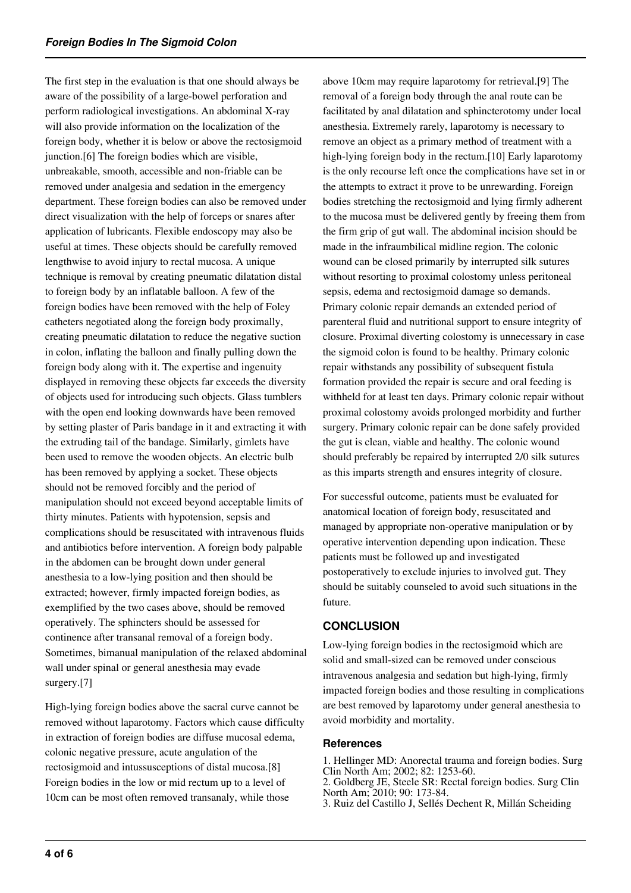The first step in the evaluation is that one should always be aware of the possibility of a large-bowel perforation and perform radiological investigations. An abdominal X-ray will also provide information on the localization of the foreign body, whether it is below or above the rectosigmoid junction.[6] The foreign bodies which are visible, unbreakable, smooth, accessible and non-friable can be removed under analgesia and sedation in the emergency department. These foreign bodies can also be removed under direct visualization with the help of forceps or snares after application of lubricants. Flexible endoscopy may also be useful at times. These objects should be carefully removed lengthwise to avoid injury to rectal mucosa. A unique technique is removal by creating pneumatic dilatation distal to foreign body by an inflatable balloon. A few of the foreign bodies have been removed with the help of Foley catheters negotiated along the foreign body proximally, creating pneumatic dilatation to reduce the negative suction in colon, inflating the balloon and finally pulling down the foreign body along with it. The expertise and ingenuity displayed in removing these objects far exceeds the diversity of objects used for introducing such objects. Glass tumblers with the open end looking downwards have been removed by setting plaster of Paris bandage in it and extracting it with the extruding tail of the bandage. Similarly, gimlets have been used to remove the wooden objects. An electric bulb has been removed by applying a socket. These objects should not be removed forcibly and the period of manipulation should not exceed beyond acceptable limits of thirty minutes. Patients with hypotension, sepsis and complications should be resuscitated with intravenous fluids and antibiotics before intervention. A foreign body palpable in the abdomen can be brought down under general anesthesia to a low-lying position and then should be extracted; however, firmly impacted foreign bodies, as exemplified by the two cases above, should be removed operatively. The sphincters should be assessed for continence after transanal removal of a foreign body. Sometimes, bimanual manipulation of the relaxed abdominal wall under spinal or general anesthesia may evade surgery.[7]

High-lying foreign bodies above the sacral curve cannot be removed without laparotomy. Factors which cause difficulty in extraction of foreign bodies are diffuse mucosal edema, colonic negative pressure, acute angulation of the rectosigmoid and intussusceptions of distal mucosa.[8] Foreign bodies in the low or mid rectum up to a level of 10cm can be most often removed transanaly, while those above 10cm may require laparotomy for retrieval.[9] The removal of a foreign body through the anal route can be facilitated by anal dilatation and sphincterotomy under local anesthesia. Extremely rarely, laparotomy is necessary to remove an object as a primary method of treatment with a high-lying foreign body in the rectum.[10] Early laparotomy is the only recourse left once the complications have set in or the attempts to extract it prove to be unrewarding. Foreign bodies stretching the rectosigmoid and lying firmly adherent to the mucosa must be delivered gently by freeing them from the firm grip of gut wall. The abdominal incision should be made in the infraumbilical midline region. The colonic wound can be closed primarily by interrupted silk sutures without resorting to proximal colostomy unless peritoneal sepsis, edema and rectosigmoid damage so demands. Primary colonic repair demands an extended period of parenteral fluid and nutritional support to ensure integrity of closure. Proximal diverting colostomy is unnecessary in case the sigmoid colon is found to be healthy. Primary colonic repair withstands any possibility of subsequent fistula formation provided the repair is secure and oral feeding is withheld for at least ten days. Primary colonic repair without proximal colostomy avoids prolonged morbidity and further surgery. Primary colonic repair can be done safely provided the gut is clean, viable and healthy. The colonic wound should preferably be repaired by interrupted 2/0 silk sutures as this imparts strength and ensures integrity of closure.

For successful outcome, patients must be evaluated for anatomical location of foreign body, resuscitated and managed by appropriate non-operative manipulation or by operative intervention depending upon indication. These patients must be followed up and investigated postoperatively to exclude injuries to involved gut. They should be suitably counseled to avoid such situations in the future.

## CONCLUSION

Low-lying foreign bodies in the rectosigmoid which are solid and small-sized can be removed under conscious intravenous analgesia and sedation but high-lying, firmly impacted foreign bodies and those resulting in complications are best removed by laparotomy under general anesthesia to avoid morbidity and mortality.

### References

1. Hellinger MD: Anorectal trauma and foreign bodies. Surg Clin North Am; 2002; 82: 1253-60.
2. Goldberg JE, Steele SR: Rectal foreign bodies. Surg Clin North Am; 2010; 90: 173-84.
3. Ruiz del Castillo J, Sellés Dechent R, Millán Scheiding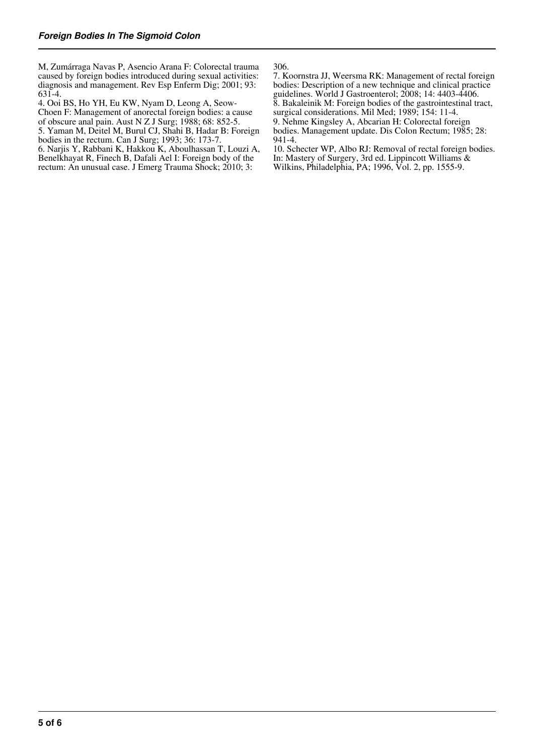M, Zumárraga Navas P, Asencio Arana F: Colorectal trauma caused by foreign bodies introduced during sexual activities: diagnosis and management. Rev Esp Enferm Dig; 2001; 93: 631-4.

4. Ooi BS, Ho YH, Eu KW, Nyam D, Leong A, Seow-Choen F: Management of anorectal foreign bodies: a cause of obscure anal pain. Aust N Z J Surg; 1988; 68: 852-5.

5. Yaman M, Deitel M, Burul CJ, Shahi B, Hadar B: Foreign bodies in the rectum. Can J Surg; 1993; 36: 173-7.

6. Narjis Y, Rabbani K, Hakkou K, Aboulhassan T, Louzi A, Benelkhayat R, Finech B, Dafali Ael I: Foreign body of the rectum: An unusual case. J Emerg Trauma Shock; 2010; 3: 306.

7. Koornstra JJ, Weersma RK: Management of rectal foreign bodies: Description of a new technique and clinical practice guidelines. World J Gastroenterol; 2008; 14: 4403-4406.

8. Bakaleinik M: Foreign bodies of the gastrointestinal tract, surgical considerations. Mil Med; 1989; 154: 11-4.

9. Nehme Kingsley A, Abcarian H: Colorectal foreign bodies. Management update. Dis Colon Rectum; 1985; 28: 941-4.

10. Schecter WP, Albo RJ: Removal of rectal foreign bodies. In: Mastery of Surgery, 3rd ed. Lippincott Williams & Wilkins, Philadelphia, PA; 1996, Vol. 2, pp. 1555-9.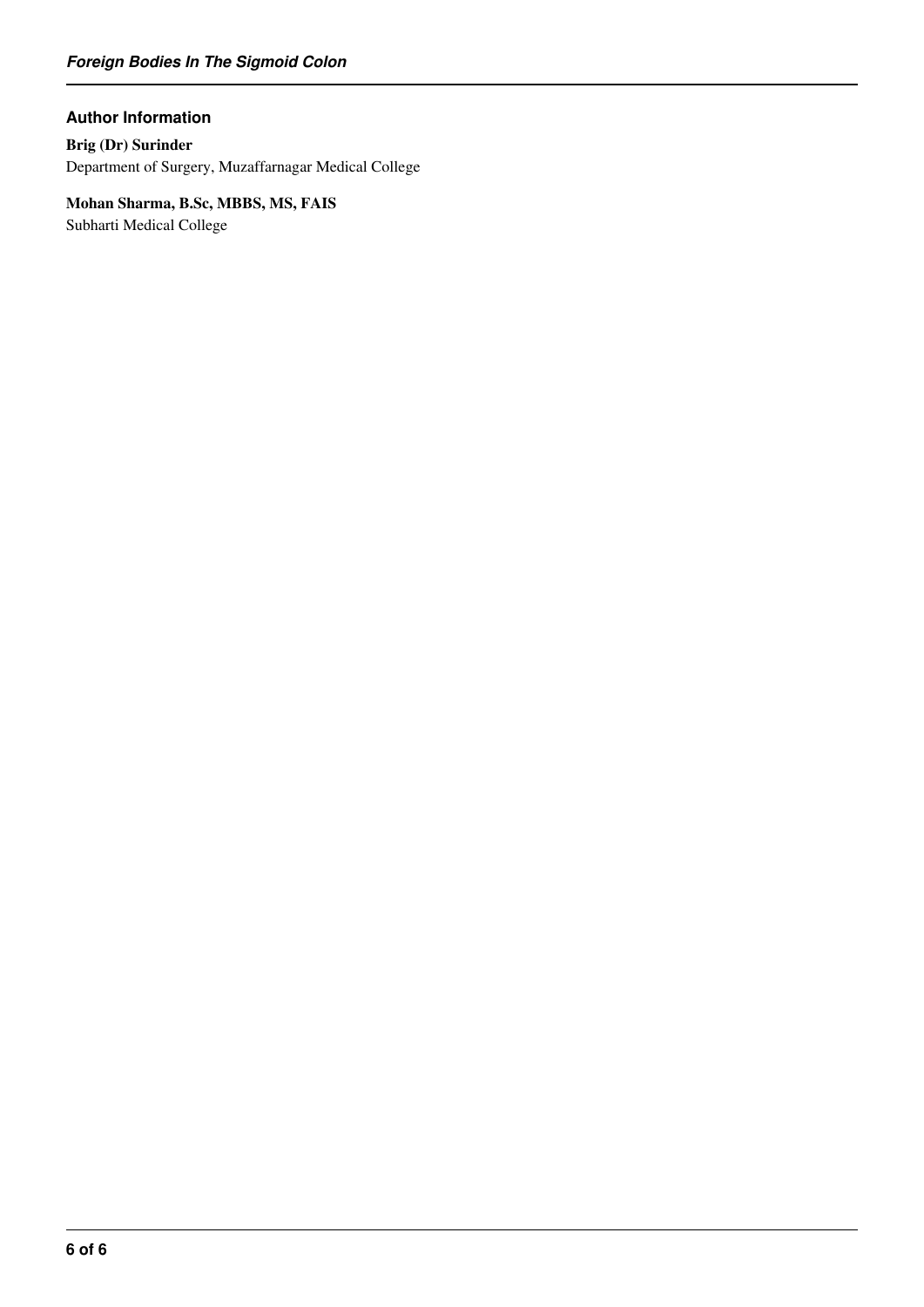## Author Information

**Brig (Dr) Surinder**
Department of Surgery, Muzaffarnagar Medical College

**Mohan Sharma, B.Sc, MBBS, MS, FAIS**
Subharti Medical College